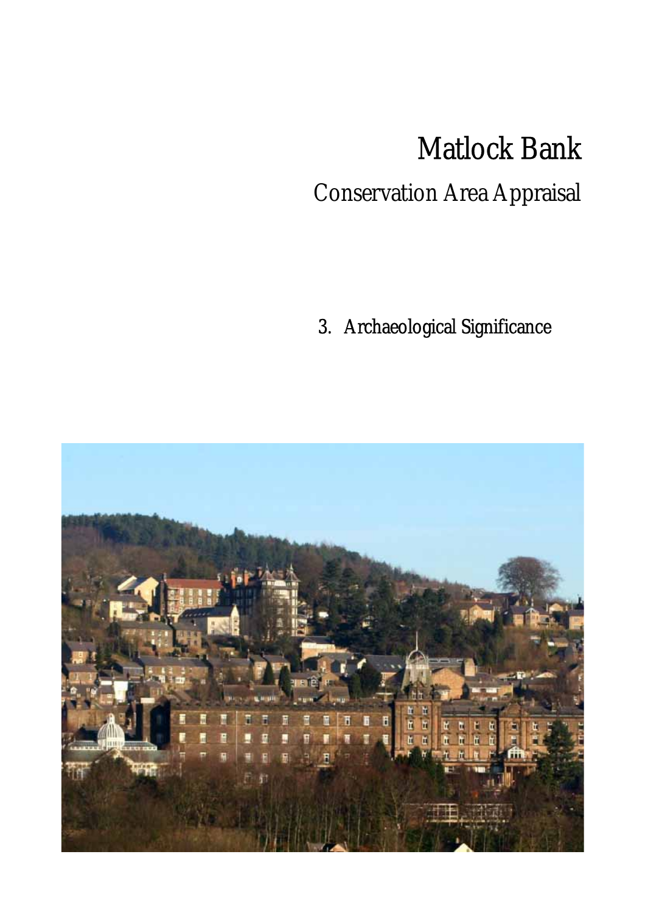# Matlock Bank

## Conservation Area Appraisal

3. Archaeological Significance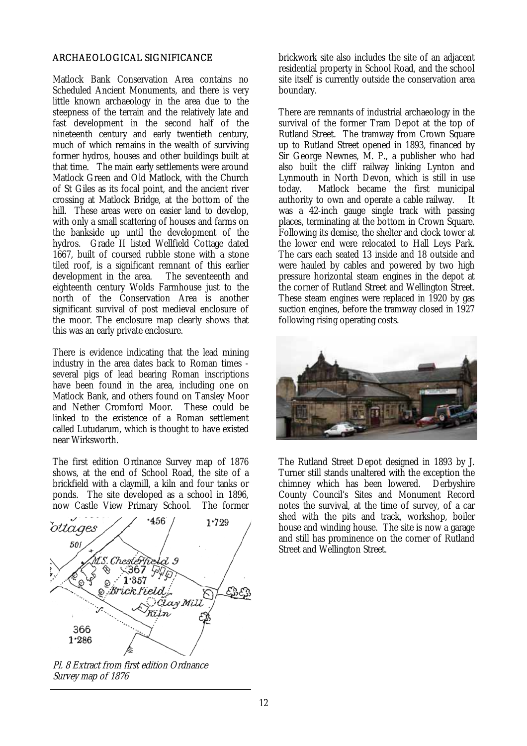## ARCHAEOLOGICAL SIGNIFICANCE

Matlock Bank Conservation Area contains no Scheduled Ancient Monuments, and there is very little known archaeology in the area due to the steepness of the terrain and the relatively late and fast development in the second half of the nineteenth century and early twentieth century, much of which remains in the wealth of surviving former hydros, houses and other buildings built at that time. The main early settlements were around Matlock Green and Old Matlock, with the Church of St Giles as its focal point, and the ancient river crossing at Matlock Bridge, at the bottom of the hill. These areas were on easier land to develop, with only a small scattering of houses and farms on the bankside up until the development of the hydros. Grade II listed Wellfield Cottage dated 1667, built of coursed rubble stone with a stone tiled roof, is a significant remnant of this earlier development in the area. The seventeenth and eighteenth century Wolds Farmhouse just to the north of the Conservation Area is another significant survival of post medieval enclosure of the moor. The enclosure map clearly shows that this was an early private enclosure.

There is evidence indicating that the lead mining industry in the area dates back to Roman times - several pigs of lead bearing Roman inscriptions have been found in the area, including one on Matlock Bank, and others found on Tansley Moor and Nether Cromford Moor. These could be linked to the existence of a Roman settlement called Lutudarum, which is thought to have existed near Wirksworth.

The first edition Ordnance Survey map of 1876 shows, at the end of School Road, the site of a brickfield with a claymill, a kiln and four tanks or ponds. The site developed as a school in 1896, now Castle View Primary School. The former brickwork site also includes the site of an adjacent residential property in School Road, and the school site itself is currently outside the conservation area boundary.

*Pl. 8 Extract from first edition Ordnance Survey map of 1876*

There are remnants of industrial archaeology in the survival of the former Tram Depot at the top of Rutland Street. The tramway from Crown Square up to Rutland Street opened in 1893, financed by Sir George Newnes, M. P., a publisher who had also built the cliff railway linking Lynton and Lynmouth in North Devon, which is still in use today. Matlock became the first municipal authority to own and operate a cable railway. It was a 42-inch gauge single track with passing places, terminating at the bottom in Crown Square. Following its demise, the shelter and clock tower at the lower end were relocated to Hall Leys Park. The cars each seated 13 inside and 18 outside and were hauled by cables and powered by two high pressure horizontal steam engines in the depot at the corner of Rutland Street and Wellington Street. These steam engines were replaced in 1920 by gas suction engines, before the tramway closed in 1927 following rising operating costs.

The Rutland Street Depot designed in 1893 by J. Turner still stands unaltered with the exception the chimney which has been lowered. Derbyshire County Council's Sites and Monument Record notes the survival, at the time of survey, of a car shed with the pits and track, workshop, boiler house and winding house. The site is now a garage and still has prominence on the corner of Rutland Street and Wellington Street.